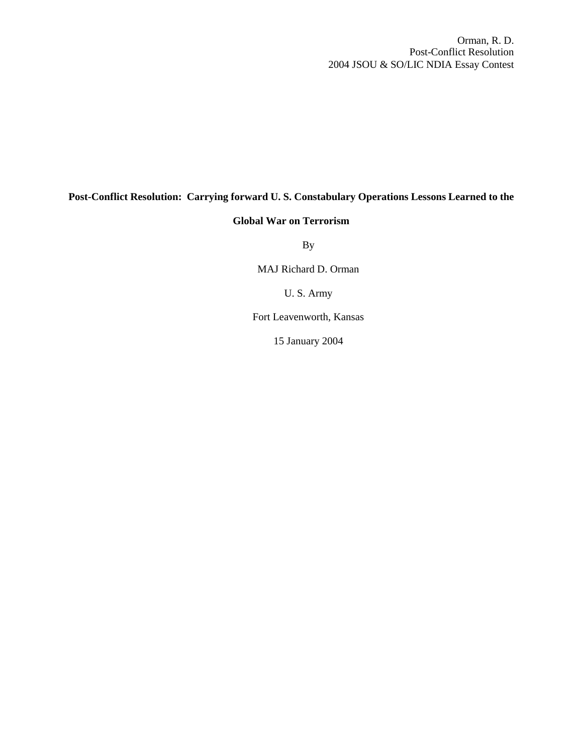# Post-Conflict Resolution: Carrying forward U. S. Constabulary Operations Lessons Learned to the Global War on Terrorism

By

MAJ Richard D. Orman

U. S. Army

Fort Leavenworth, Kansas

15 January 2004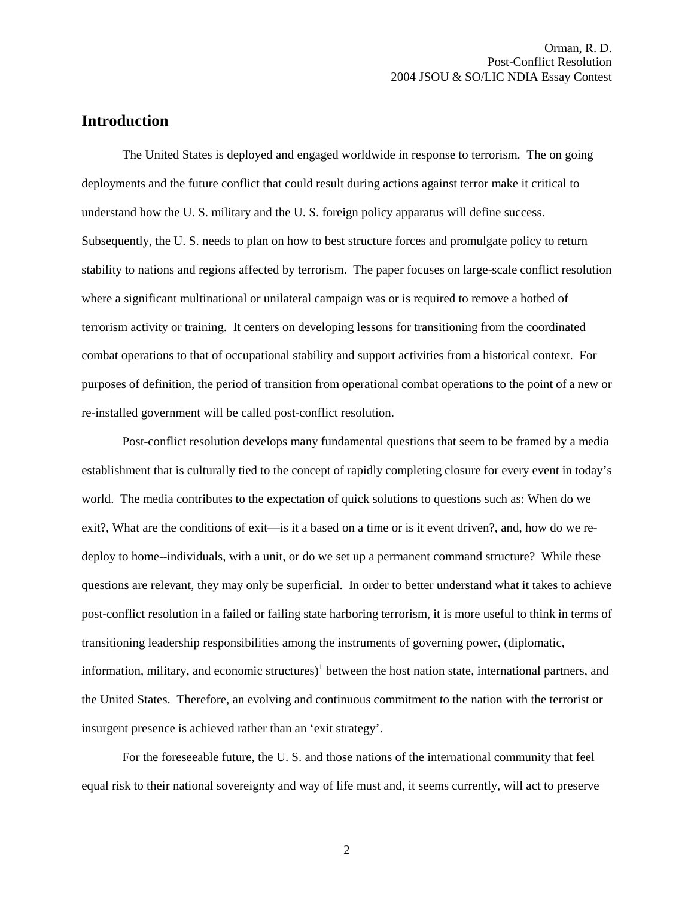## Introduction

The United States is deployed and engaged worldwide in response to terrorism. The on going deployments and the future conflict that could result during actions against terror make it critical to understand how the U. S. military and the U. S. foreign policy apparatus will define success. Subsequently, the U. S. needs to plan on how to best structure forces and promulgate policy to return stability to nations and regions affected by terrorism. The paper focuses on large-scale conflict resolution where a significant multinational or unilateral campaign was or is required to remove a hotbed of terrorism activity or training. It centers on developing lessons for transitioning from the coordinated combat operations to that of occupational stability and support activities from a historical context. For purposes of definition, the period of transition from operational combat operations to the point of a new or re-installed government will be called post-conflict resolution.

Post-conflict resolution develops many fundamental questions that seem to be framed by a media establishment that is culturally tied to the concept of rapidly completing closure for every event in today's world. The media contributes to the expectation of quick solutions to questions such as: When do we exit?, What are the conditions of exit—is it a based on a time or is it event driven?, and, how do we re-deploy to home--individuals, with a unit, or do we set up a permanent command structure? While these questions are relevant, they may only be superficial. In order to better understand what it takes to achieve post-conflict resolution in a failed or failing state harboring terrorism, it is more useful to think in terms of transitioning leadership responsibilities among the instruments of governing power, (diplomatic, information, military, and economic structures)[1] between the host nation state, international partners, and the United States. Therefore, an evolving and continuous commitment to the nation with the terrorist or insurgent presence is achieved rather than an 'exit strategy'.

For the foreseeable future, the U. S. and those nations of the international community that feel equal risk to their national sovereignty and way of life must and, it seems currently, will act to preserve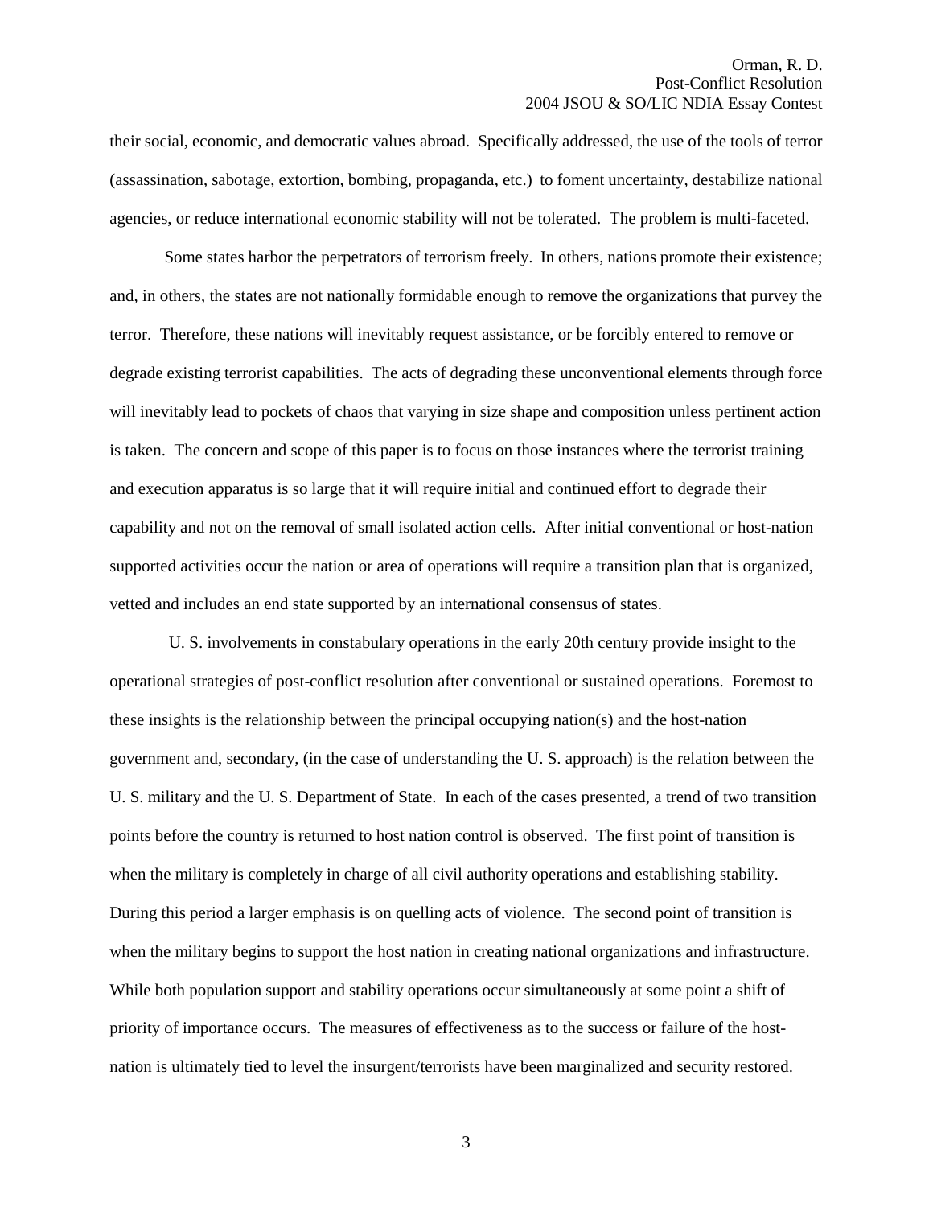their social, economic, and democratic values abroad. Specifically addressed, the use of the tools of terror (assassination, sabotage, extortion, bombing, propaganda, etc.) to foment uncertainty, destabilize national agencies, or reduce international economic stability will not be tolerated. The problem is multi-faceted.

Some states harbor the perpetrators of terrorism freely. In others, nations promote their existence; and, in others, the states are not nationally formidable enough to remove the organizations that purvey the terror. Therefore, these nations will inevitably request assistance, or be forcibly entered to remove or degrade existing terrorist capabilities. The acts of degrading these unconventional elements through force will inevitably lead to pockets of chaos that varying in size shape and composition unless pertinent action is taken. The concern and scope of this paper is to focus on those instances where the terrorist training and execution apparatus is so large that it will require initial and continued effort to degrade their capability and not on the removal of small isolated action cells. After initial conventional or host-nation supported activities occur the nation or area of operations will require a transition plan that is organized, vetted and includes an end state supported by an international consensus of states.

U. S. involvements in constabulary operations in the early 20th century provide insight to the operational strategies of post-conflict resolution after conventional or sustained operations. Foremost to these insights is the relationship between the principal occupying nation(s) and the host-nation government and, secondary, (in the case of understanding the U. S. approach) is the relation between the U. S. military and the U. S. Department of State. In each of the cases presented, a trend of two transition points before the country is returned to host nation control is observed. The first point of transition is when the military is completely in charge of all civil authority operations and establishing stability. During this period a larger emphasis is on quelling acts of violence. The second point of transition is when the military begins to support the host nation in creating national organizations and infrastructure. While both population support and stability operations occur simultaneously at some point a shift of priority of importance occurs. The measures of effectiveness as to the success or failure of the host-nation is ultimately tied to level the insurgent/terrorists have been marginalized and security restored.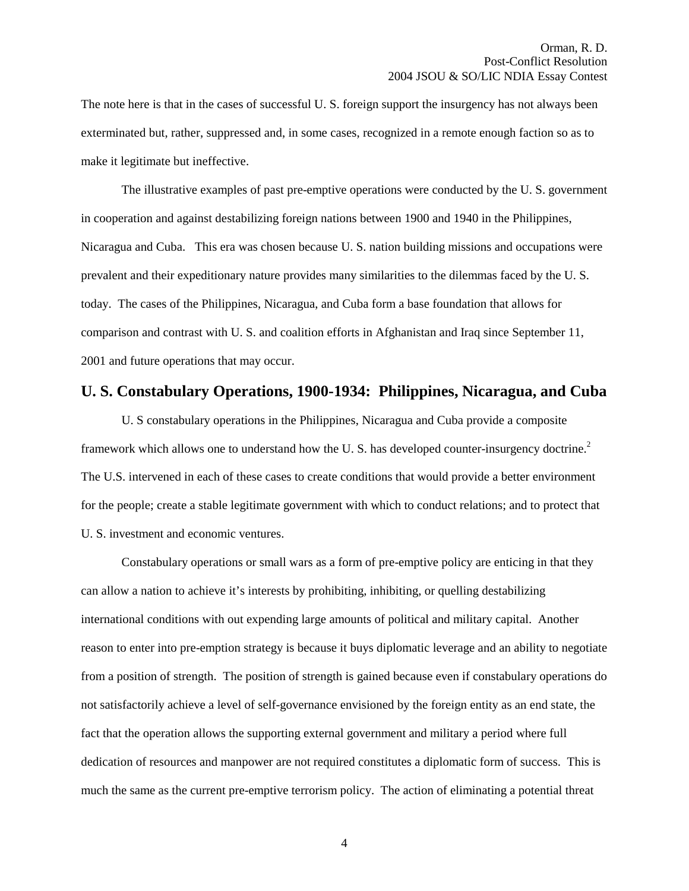The note here is that in the cases of successful U. S. foreign support the insurgency has not always been exterminated but, rather, suppressed and, in some cases, recognized in a remote enough faction so as to make it legitimate but ineffective.

The illustrative examples of past pre-emptive operations were conducted by the U. S. government in cooperation and against destabilizing foreign nations between 1900 and 1940 in the Philippines, Nicaragua and Cuba. This era was chosen because U. S. nation building missions and occupations were prevalent and their expeditionary nature provides many similarities to the dilemmas faced by the U. S. today. The cases of the Philippines, Nicaragua, and Cuba form a base foundation that allows for comparison and contrast with U. S. and coalition efforts in Afghanistan and Iraq since September 11, 2001 and future operations that may occur.

## U. S. Constabulary Operations, 1900-1934: Philippines, Nicaragua, and Cuba

U. S constabulary operations in the Philippines, Nicaragua and Cuba provide a composite framework which allows one to understand how the U. S. has developed counter-insurgency doctrine.[2] The U.S. intervened in each of these cases to create conditions that would provide a better environment for the people; create a stable legitimate government with which to conduct relations; and to protect that U. S. investment and economic ventures.

Constabulary operations or small wars as a form of pre-emptive policy are enticing in that they can allow a nation to achieve it's interests by prohibiting, inhibiting, or quelling destabilizing international conditions with out expending large amounts of political and military capital. Another reason to enter into pre-emption strategy is because it buys diplomatic leverage and an ability to negotiate from a position of strength. The position of strength is gained because even if constabulary operations do not satisfactorily achieve a level of self-governance envisioned by the foreign entity as an end state, the fact that the operation allows the supporting external government and military a period where full dedication of resources and manpower are not required constitutes a diplomatic form of success. This is much the same as the current pre-emptive terrorism policy. The action of eliminating a potential threat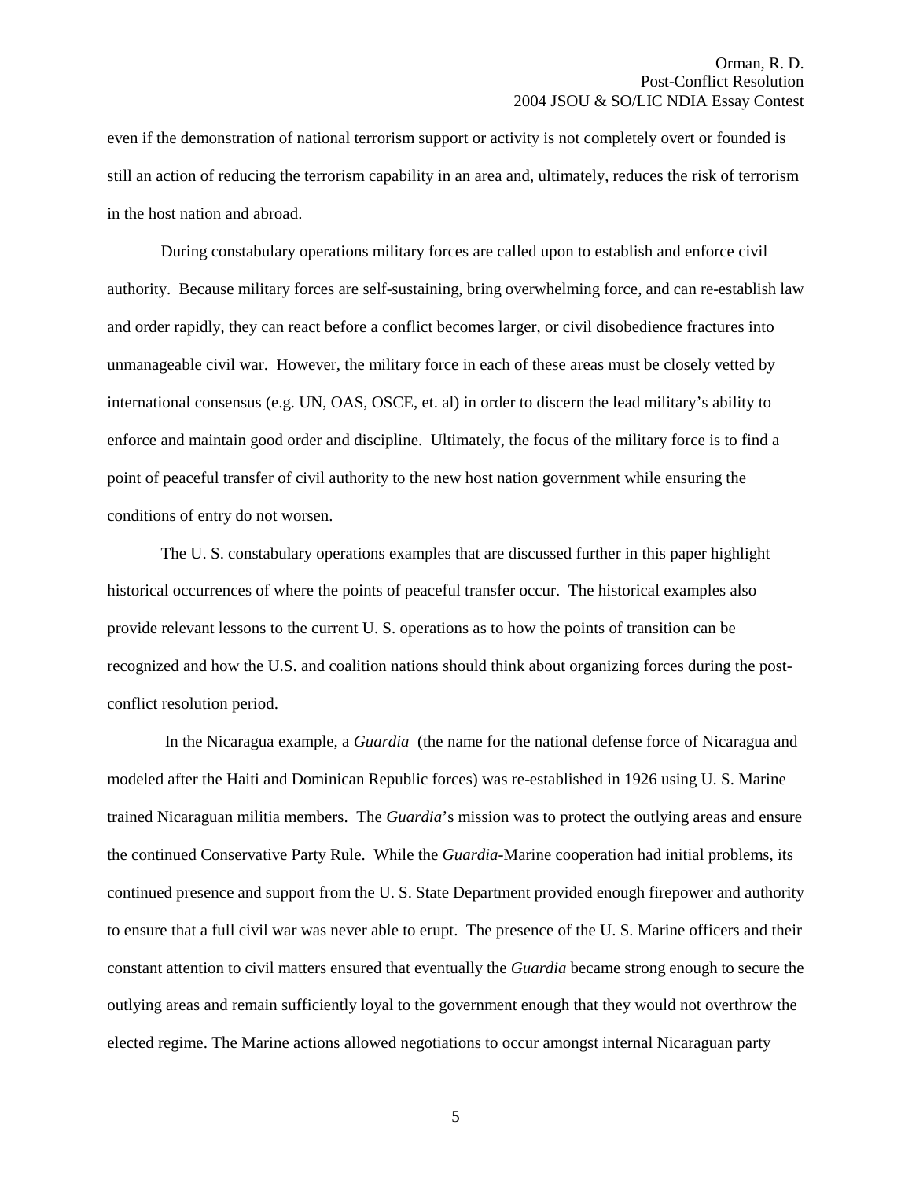even if the demonstration of national terrorism support or activity is not completely overt or founded is still an action of reducing the terrorism capability in an area and, ultimately, reduces the risk of terrorism in the host nation and abroad.

During constabulary operations military forces are called upon to establish and enforce civil authority. Because military forces are self-sustaining, bring overwhelming force, and can re-establish law and order rapidly, they can react before a conflict becomes larger, or civil disobedience fractures into unmanageable civil war. However, the military force in each of these areas must be closely vetted by international consensus (e.g. UN, OAS, OSCE, et. al) in order to discern the lead military's ability to enforce and maintain good order and discipline. Ultimately, the focus of the military force is to find a point of peaceful transfer of civil authority to the new host nation government while ensuring the conditions of entry do not worsen.

The U. S. constabulary operations examples that are discussed further in this paper highlight historical occurrences of where the points of peaceful transfer occur. The historical examples also provide relevant lessons to the current U. S. operations as to how the points of transition can be recognized and how the U.S. and coalition nations should think about organizing forces during the post-conflict resolution period.

In the Nicaragua example, a *Guardia* (the name for the national defense force of Nicaragua and modeled after the Haiti and Dominican Republic forces) was re-established in 1926 using U. S. Marine trained Nicaraguan militia members. The *Guardia*'s mission was to protect the outlying areas and ensure the continued Conservative Party Rule. While the *Guardia*-Marine cooperation had initial problems, its continued presence and support from the U. S. State Department provided enough firepower and authority to ensure that a full civil war was never able to erupt. The presence of the U. S. Marine officers and their constant attention to civil matters ensured that eventually the *Guardia* became strong enough to secure the outlying areas and remain sufficiently loyal to the government enough that they would not overthrow the elected regime. The Marine actions allowed negotiations to occur amongst internal Nicaraguan party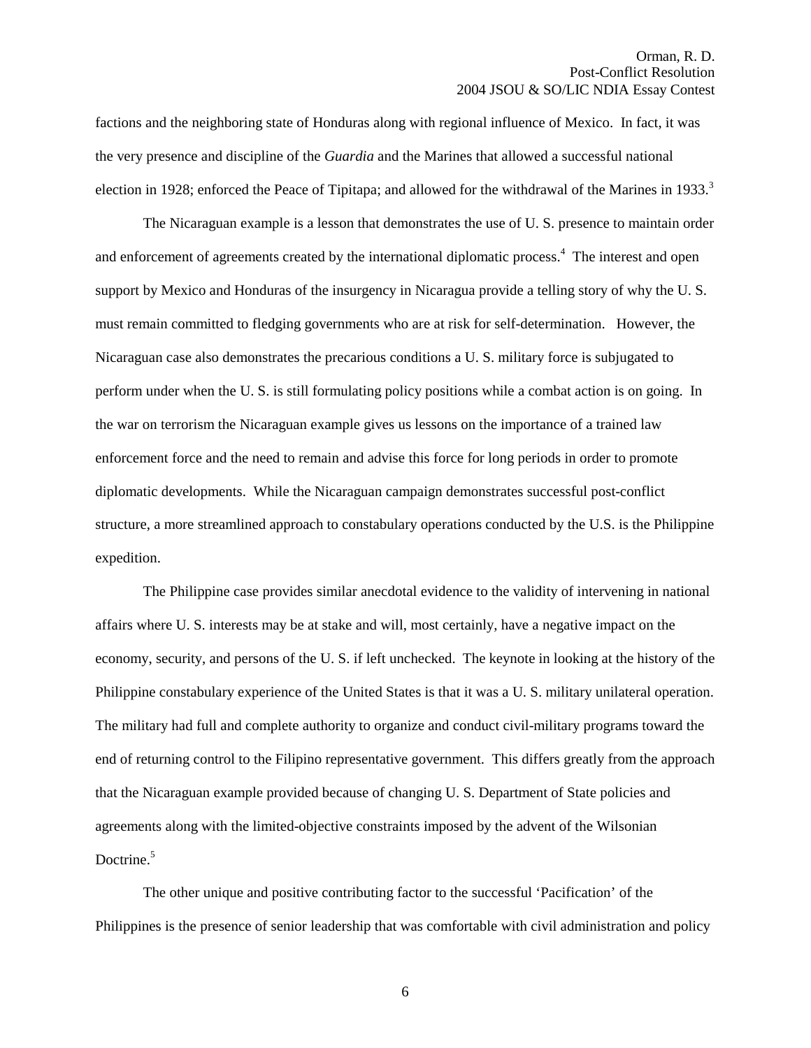factions and the neighboring state of Honduras along with regional influence of Mexico. In fact, it was the very presence and discipline of the *Guardia* and the Marines that allowed a successful national election in 1928; enforced the Peace of Tipitapa; and allowed for the withdrawal of the Marines in 1933.[3]

The Nicaraguan example is a lesson that demonstrates the use of U. S. presence to maintain order and enforcement of agreements created by the international diplomatic process.[4] The interest and open support by Mexico and Honduras of the insurgency in Nicaragua provide a telling story of why the U. S. must remain committed to fledging governments who are at risk for self-determination. However, the Nicaraguan case also demonstrates the precarious conditions a U. S. military force is subjugated to perform under when the U. S. is still formulating policy positions while a combat action is on going. In the war on terrorism the Nicaraguan example gives us lessons on the importance of a trained law enforcement force and the need to remain and advise this force for long periods in order to promote diplomatic developments. While the Nicaraguan campaign demonstrates successful post-conflict structure, a more streamlined approach to constabulary operations conducted by the U.S. is the Philippine expedition.

The Philippine case provides similar anecdotal evidence to the validity of intervening in national affairs where U. S. interests may be at stake and will, most certainly, have a negative impact on the economy, security, and persons of the U. S. if left unchecked. The keynote in looking at the history of the Philippine constabulary experience of the United States is that it was a U. S. military unilateral operation. The military had full and complete authority to organize and conduct civil-military programs toward the end of returning control to the Filipino representative government. This differs greatly from the approach that the Nicaraguan example provided because of changing U. S. Department of State policies and agreements along with the limited-objective constraints imposed by the advent of the Wilsonian Doctrine.[5]

The other unique and positive contributing factor to the successful 'Pacification' of the Philippines is the presence of senior leadership that was comfortable with civil administration and policy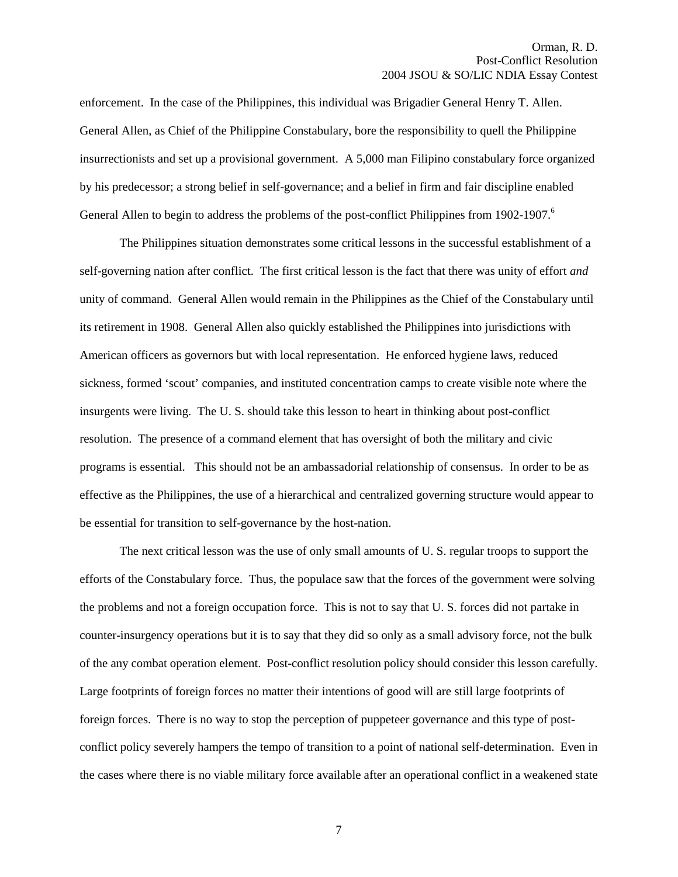enforcement. In the case of the Philippines, this individual was Brigadier General Henry T. Allen. General Allen, as Chief of the Philippine Constabulary, bore the responsibility to quell the Philippine insurrectionists and set up a provisional government. A 5,000 man Filipino constabulary force organized by his predecessor; a strong belief in self-governance; and a belief in firm and fair discipline enabled General Allen to begin to address the problems of the post-conflict Philippines from 1902-1907.[6]

The Philippines situation demonstrates some critical lessons in the successful establishment of a self-governing nation after conflict. The first critical lesson is the fact that there was unity of effort *and* unity of command. General Allen would remain in the Philippines as the Chief of the Constabulary until its retirement in 1908. General Allen also quickly established the Philippines into jurisdictions with American officers as governors but with local representation. He enforced hygiene laws, reduced sickness, formed 'scout' companies, and instituted concentration camps to create visible note where the insurgents were living. The U. S. should take this lesson to heart in thinking about post-conflict resolution. The presence of a command element that has oversight of both the military and civic programs is essential. This should not be an ambassadorial relationship of consensus. In order to be as effective as the Philippines, the use of a hierarchical and centralized governing structure would appear to be essential for transition to self-governance by the host-nation.

The next critical lesson was the use of only small amounts of U. S. regular troops to support the efforts of the Constabulary force. Thus, the populace saw that the forces of the government were solving the problems and not a foreign occupation force. This is not to say that U. S. forces did not partake in counter-insurgency operations but it is to say that they did so only as a small advisory force, not the bulk of the any combat operation element. Post-conflict resolution policy should consider this lesson carefully. Large footprints of foreign forces no matter their intentions of good will are still large footprints of foreign forces. There is no way to stop the perception of puppeteer governance and this type of post-conflict policy severely hampers the tempo of transition to a point of national self-determination. Even in the cases where there is no viable military force available after an operational conflict in a weakened state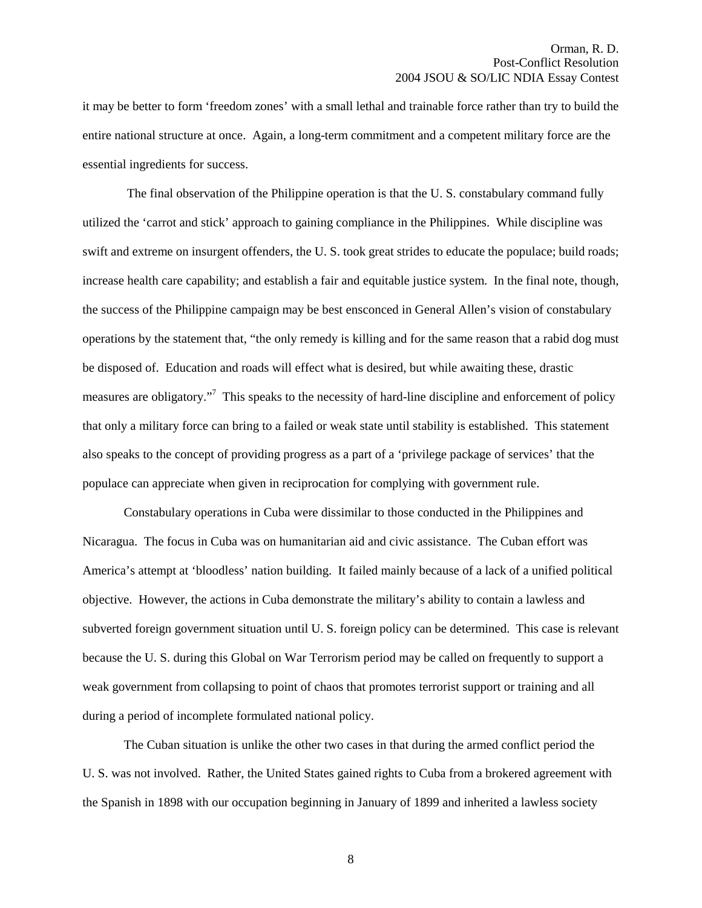it may be better to form 'freedom zones' with a small lethal and trainable force rather than try to build the entire national structure at once. Again, a long-term commitment and a competent military force are the essential ingredients for success.

The final observation of the Philippine operation is that the U. S. constabulary command fully utilized the 'carrot and stick' approach to gaining compliance in the Philippines. While discipline was swift and extreme on insurgent offenders, the U. S. took great strides to educate the populace; build roads; increase health care capability; and establish a fair and equitable justice system. In the final note, though, the success of the Philippine campaign may be best ensconced in General Allen's vision of constabulary operations by the statement that, "the only remedy is killing and for the same reason that a rabid dog must be disposed of. Education and roads will effect what is desired, but while awaiting these, drastic measures are obligatory."[7] This speaks to the necessity of hard-line discipline and enforcement of policy that only a military force can bring to a failed or weak state until stability is established. This statement also speaks to the concept of providing progress as a part of a 'privilege package of services' that the populace can appreciate when given in reciprocation for complying with government rule.

Constabulary operations in Cuba were dissimilar to those conducted in the Philippines and Nicaragua. The focus in Cuba was on humanitarian aid and civic assistance. The Cuban effort was America's attempt at 'bloodless' nation building. It failed mainly because of a lack of a unified political objective. However, the actions in Cuba demonstrate the military's ability to contain a lawless and subverted foreign government situation until U. S. foreign policy can be determined. This case is relevant because the U. S. during this Global on War Terrorism period may be called on frequently to support a weak government from collapsing to point of chaos that promotes terrorist support or training and all during a period of incomplete formulated national policy.

The Cuban situation is unlike the other two cases in that during the armed conflict period the U. S. was not involved. Rather, the United States gained rights to Cuba from a brokered agreement with the Spanish in 1898 with our occupation beginning in January of 1899 and inherited a lawless society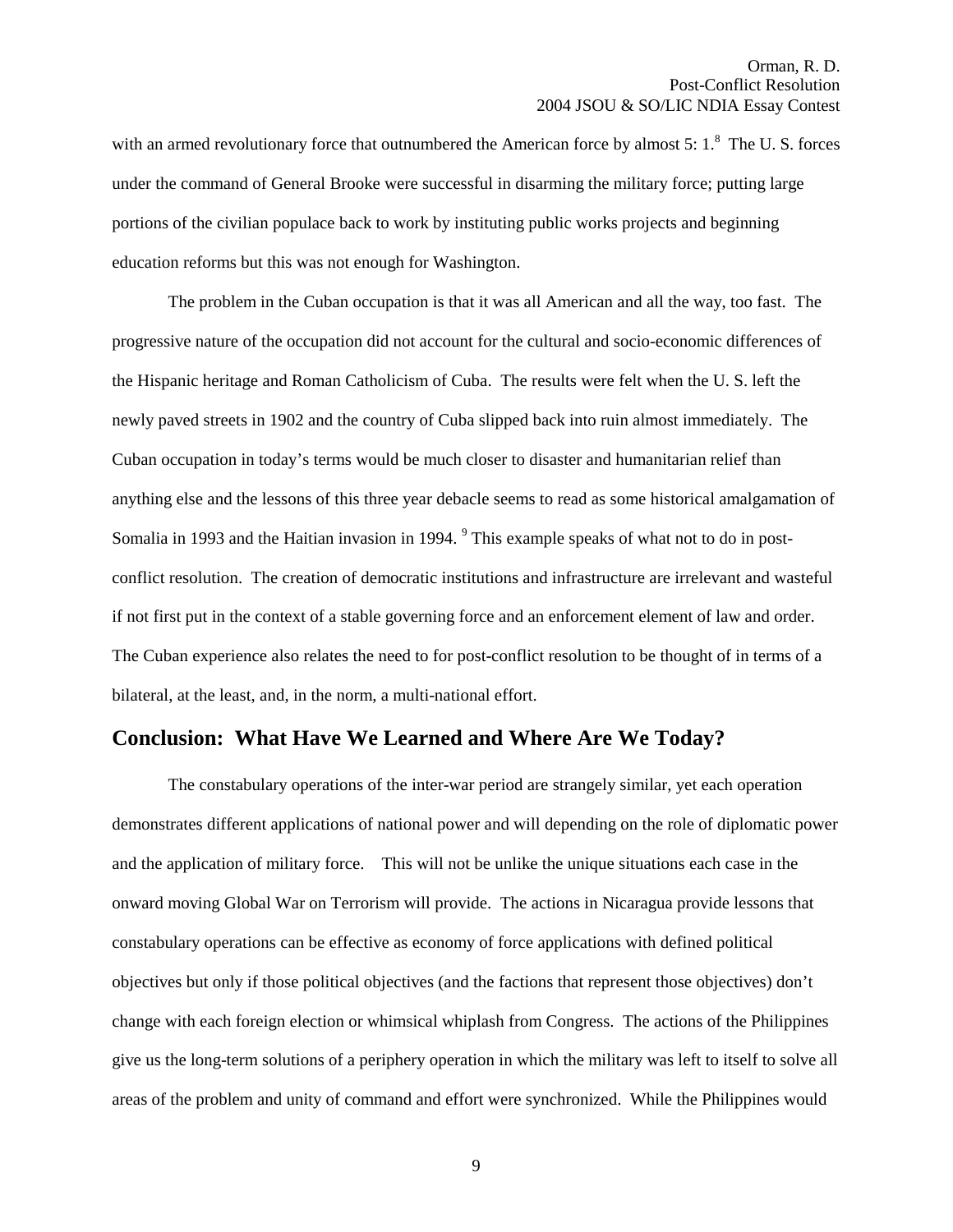with an armed revolutionary force that outnumbered the American force by almost 5: 1.[8] The U. S. forces under the command of General Brooke were successful in disarming the military force; putting large portions of the civilian populace back to work by instituting public works projects and beginning education reforms but this was not enough for Washington.

The problem in the Cuban occupation is that it was all American and all the way, too fast. The progressive nature of the occupation did not account for the cultural and socio-economic differences of the Hispanic heritage and Roman Catholicism of Cuba. The results were felt when the U. S. left the newly paved streets in 1902 and the country of Cuba slipped back into ruin almost immediately. The Cuban occupation in today's terms would be much closer to disaster and humanitarian relief than anything else and the lessons of this three year debacle seems to read as some historical amalgamation of Somalia in 1993 and the Haitian invasion in 1994. [9] This example speaks of what not to do in post-conflict resolution. The creation of democratic institutions and infrastructure are irrelevant and wasteful if not first put in the context of a stable governing force and an enforcement element of law and order. The Cuban experience also relates the need to for post-conflict resolution to be thought of in terms of a bilateral, at the least, and, in the norm, a multi-national effort.

## Conclusion: What Have We Learned and Where Are We Today?

The constabulary operations of the inter-war period are strangely similar, yet each operation demonstrates different applications of national power and will depending on the role of diplomatic power and the application of military force. This will not be unlike the unique situations each case in the onward moving Global War on Terrorism will provide. The actions in Nicaragua provide lessons that constabulary operations can be effective as economy of force applications with defined political objectives but only if those political objectives (and the factions that represent those objectives) don't change with each foreign election or whimsical whiplash from Congress. The actions of the Philippines give us the long-term solutions of a periphery operation in which the military was left to itself to solve all areas of the problem and unity of command and effort were synchronized. While the Philippines would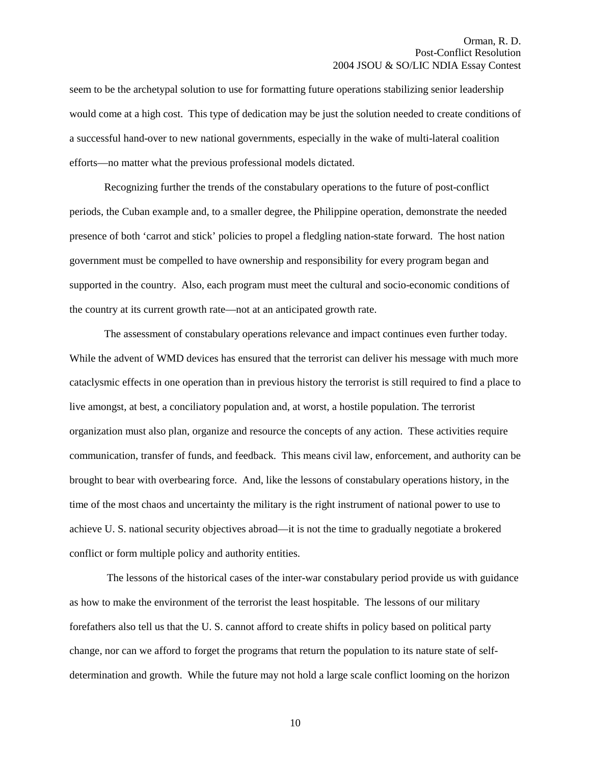seem to be the archetypal solution to use for formatting future operations stabilizing senior leadership would come at a high cost. This type of dedication may be just the solution needed to create conditions of a successful hand-over to new national governments, especially in the wake of multi-lateral coalition efforts—no matter what the previous professional models dictated.

Recognizing further the trends of the constabulary operations to the future of post-conflict periods, the Cuban example and, to a smaller degree, the Philippine operation, demonstrate the needed presence of both 'carrot and stick' policies to propel a fledgling nation-state forward. The host nation government must be compelled to have ownership and responsibility for every program began and supported in the country. Also, each program must meet the cultural and socio-economic conditions of the country at its current growth rate—not at an anticipated growth rate.

The assessment of constabulary operations relevance and impact continues even further today. While the advent of WMD devices has ensured that the terrorist can deliver his message with much more cataclysmic effects in one operation than in previous history the terrorist is still required to find a place to live amongst, at best, a conciliatory population and, at worst, a hostile population. The terrorist organization must also plan, organize and resource the concepts of any action. These activities require communication, transfer of funds, and feedback. This means civil law, enforcement, and authority can be brought to bear with overbearing force. And, like the lessons of constabulary operations history, in the time of the most chaos and uncertainty the military is the right instrument of national power to use to achieve U. S. national security objectives abroad—it is not the time to gradually negotiate a brokered conflict or form multiple policy and authority entities.

The lessons of the historical cases of the inter-war constabulary period provide us with guidance as how to make the environment of the terrorist the least hospitable. The lessons of our military forefathers also tell us that the U. S. cannot afford to create shifts in policy based on political party change, nor can we afford to forget the programs that return the population to its nature state of self-determination and growth. While the future may not hold a large scale conflict looming on the horizon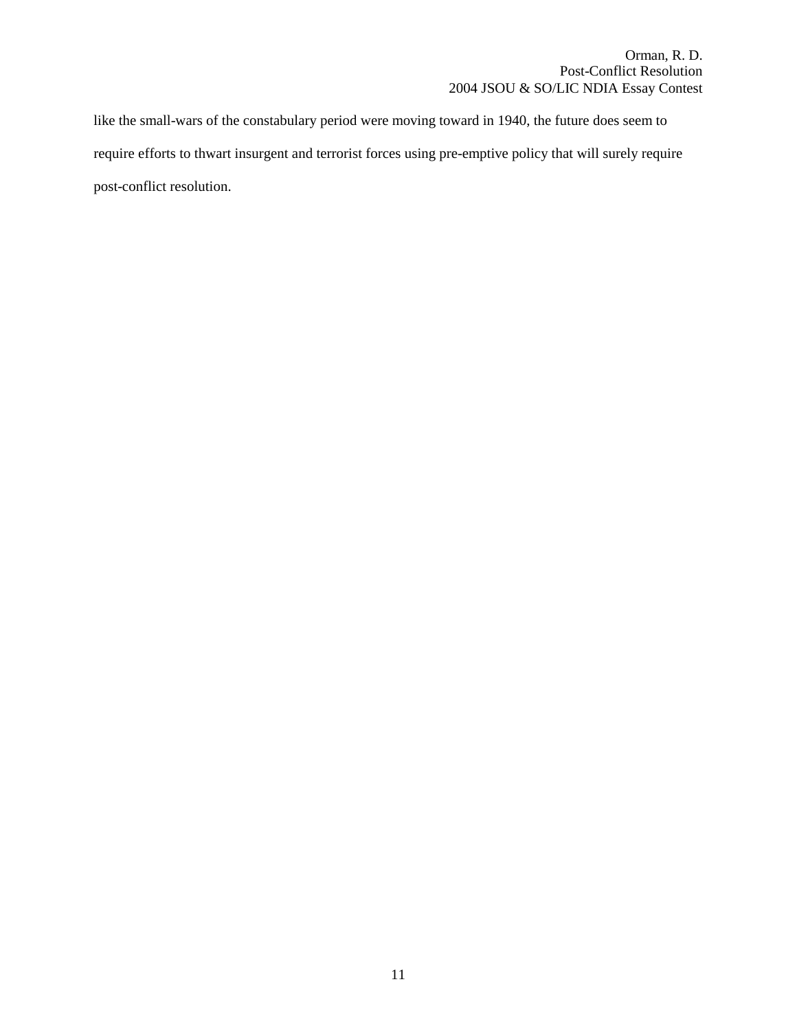like the small-wars of the constabulary period were moving toward in 1940, the future does seem to require efforts to thwart insurgent and terrorist forces using pre-emptive policy that will surely require post-conflict resolution.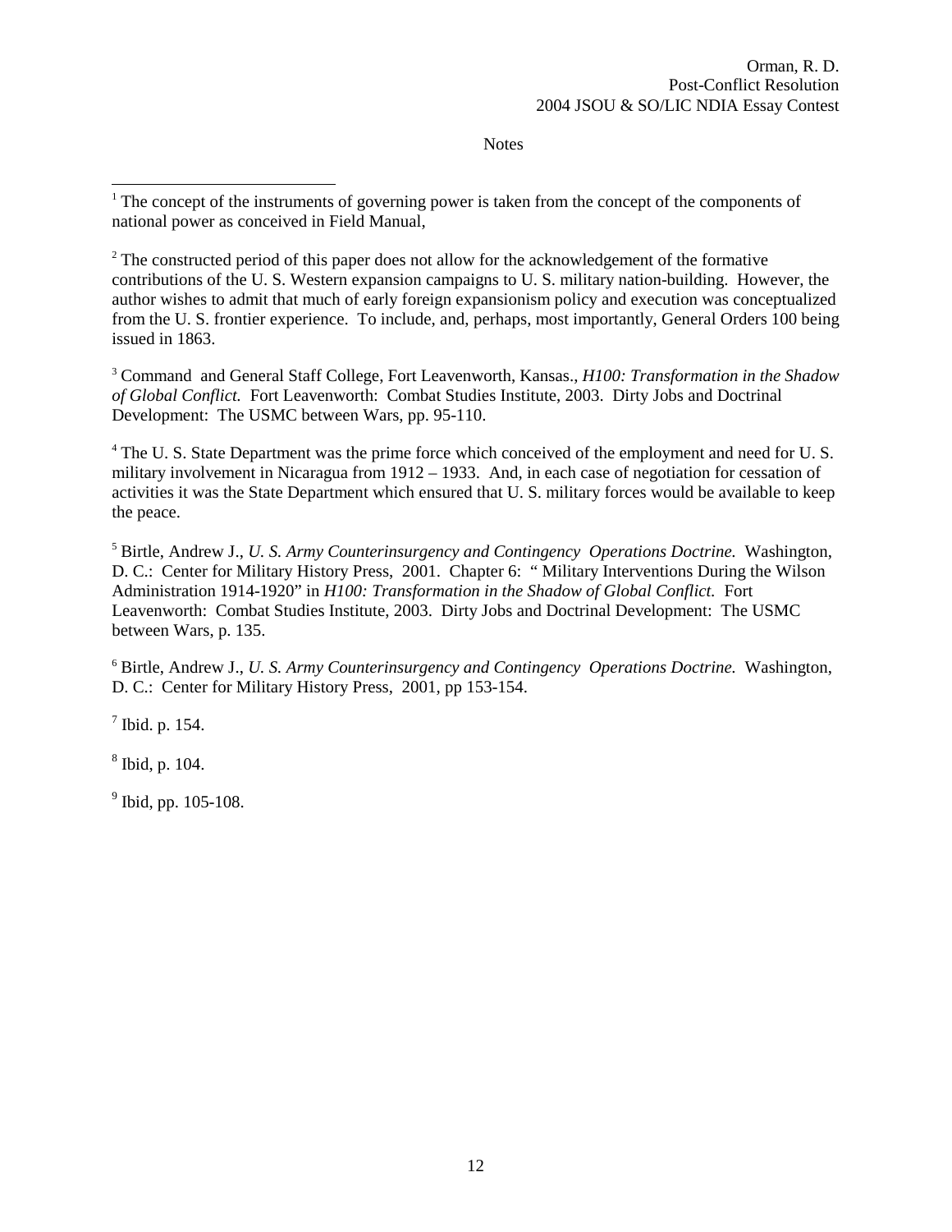Notes

[1] The concept of the instruments of governing power is taken from the concept of the components of national power as conceived in Field Manual,

[2] The constructed period of this paper does not allow for the acknowledgement of the formative contributions of the U. S. Western expansion campaigns to U. S. military nation-building. However, the author wishes to admit that much of early foreign expansionism policy and execution was conceptualized from the U. S. frontier experience. To include, and, perhaps, most importantly, General Orders 100 being issued in 1863.

[3] Command and General Staff College, Fort Leavenworth, Kansas., *H100: Transformation in the Shadow of Global Conflict.* Fort Leavenworth: Combat Studies Institute, 2003. Dirty Jobs and Doctrinal Development: The USMC between Wars, pp. 95-110.

[4] The U. S. State Department was the prime force which conceived of the employment and need for U. S. military involvement in Nicaragua from 1912 – 1933. And, in each case of negotiation for cessation of activities it was the State Department which ensured that U. S. military forces would be available to keep the peace.

[5] Birtle, Andrew J., *U. S. Army Counterinsurgency and Contingency Operations Doctrine.* Washington, D. C.: Center for Military History Press, 2001. Chapter 6: " Military Interventions During the Wilson Administration 1914-1920" in *H100: Transformation in the Shadow of Global Conflict.* Fort Leavenworth: Combat Studies Institute, 2003. Dirty Jobs and Doctrinal Development: The USMC between Wars, p. 135.

[6] Birtle, Andrew J., *U. S. Army Counterinsurgency and Contingency Operations Doctrine.* Washington, D. C.: Center for Military History Press, 2001, pp 153-154.

[7] Ibid. p. 154.

[8] Ibid, p. 104.

[9] Ibid, pp. 105-108.